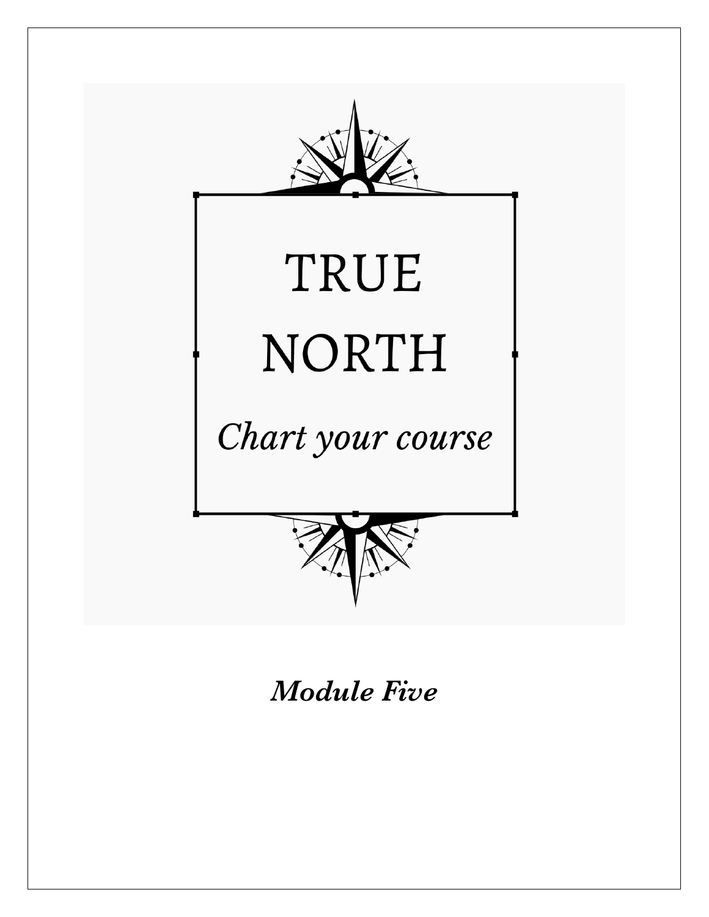# TRUE NORTH

*Chart your course*

***Module Five***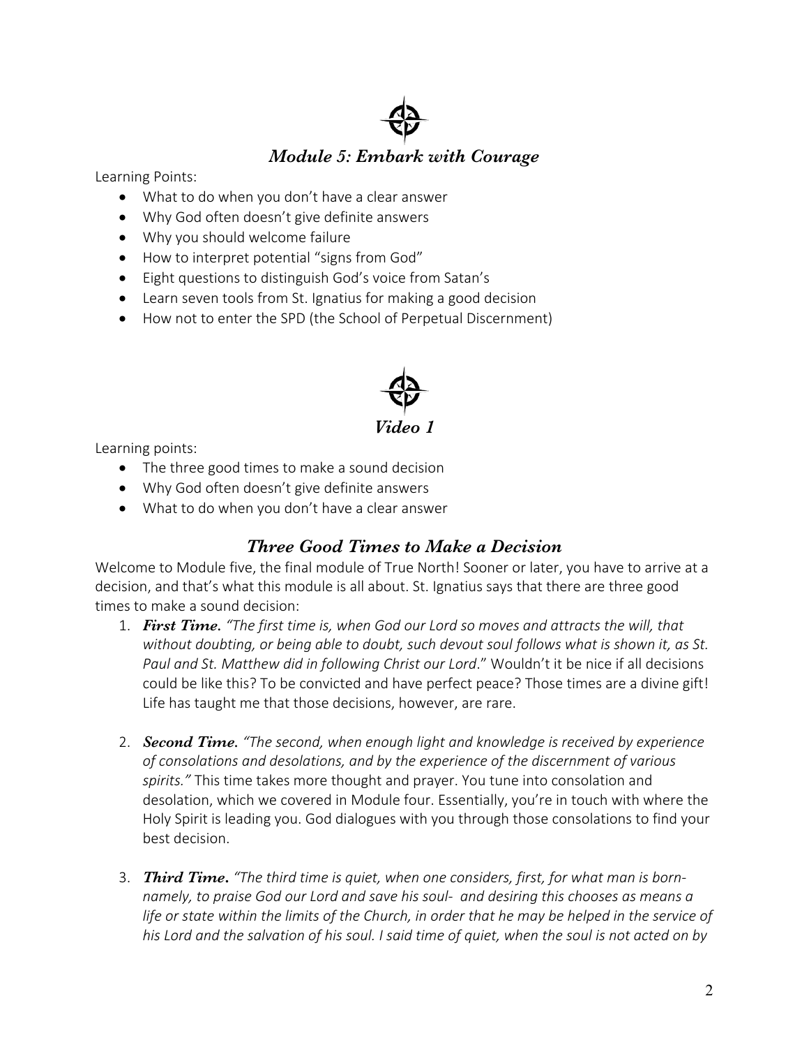## *Module 5: Embark with Courage*

Learning Points:

- What to do when you don't have a clear answer
- Why God often doesn't give definite answers
- Why you should welcome failure
- How to interpret potential "signs from God"
- Eight questions to distinguish God's voice from Satan's
- Learn seven tools from St. Ignatius for making a good decision
- How not to enter the SPD (the School of Perpetual Discernment)

## *Video 1*

Learning points:

- The three good times to make a sound decision
- Why God often doesn't give definite answers
- What to do when you don't have a clear answer

### *Three Good Times to Make a Decision*

Welcome to Module five, the final module of True North! Sooner or later, you have to arrive at a decision, and that's what this module is all about. St. Ignatius says that there are three good times to make a sound decision:

1. ***First Time.*** *"The first time is, when God our Lord so moves and attracts the will, that without doubting, or being able to doubt, such devout soul follows what is shown it, as St. Paul and St. Matthew did in following Christ our Lord*." Wouldn't it be nice if all decisions could be like this? To be convicted and have perfect peace? Those times are a divine gift! Life has taught me that those decisions, however, are rare.

2. ***Second Time.*** *"The second, when enough light and knowledge is received by experience of consolations and desolations, and by the experience of the discernment of various spirits."* This time takes more thought and prayer. You tune into consolation and desolation, which we covered in Module four. Essentially, you're in touch with where the Holy Spirit is leading you. God dialogues with you through those consolations to find your best decision.

3. ***Third Time.*** *"The third time is quiet, when one considers, first, for what man is born- namely, to praise God our Lord and save his soul- and desiring this chooses as means a life or state within the limits of the Church, in order that he may be helped in the service of his Lord and the salvation of his soul. I said time of quiet, when the soul is not acted on by*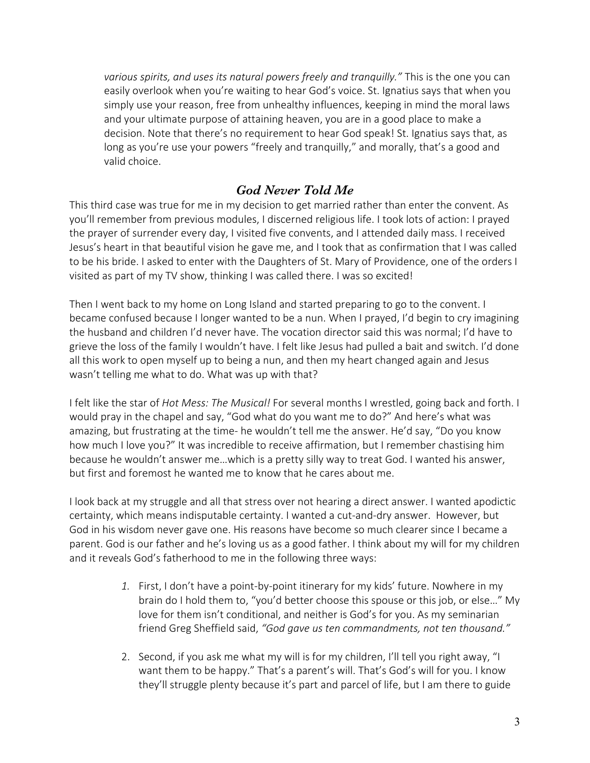*various spirits, and uses its natural powers freely and tranquilly."* This is the one you can easily overlook when you're waiting to hear God's voice. St. Ignatius says that when you simply use your reason, free from unhealthy influences, keeping in mind the moral laws and your ultimate purpose of attaining heaven, you are in a good place to make a decision. Note that there's no requirement to hear God speak! St. Ignatius says that, as long as you're use your powers "freely and tranquilly," and morally, that's a good and valid choice.

## *God Never Told Me*

This third case was true for me in my decision to get married rather than enter the convent. As you'll remember from previous modules, I discerned religious life. I took lots of action: I prayed the prayer of surrender every day, I visited five convents, and I attended daily mass. I received Jesus's heart in that beautiful vision he gave me, and I took that as confirmation that I was called to be his bride. I asked to enter with the Daughters of St. Mary of Providence, one of the orders I visited as part of my TV show, thinking I was called there. I was so excited!

Then I went back to my home on Long Island and started preparing to go to the convent. I became confused because I longer wanted to be a nun. When I prayed, I'd begin to cry imagining the husband and children I'd never have. The vocation director said this was normal; I'd have to grieve the loss of the family I wouldn't have. I felt like Jesus had pulled a bait and switch. I'd done all this work to open myself up to being a nun, and then my heart changed again and Jesus wasn't telling me what to do. What was up with that?

I felt like the star of *Hot Mess: The Musical!* For several months I wrestled, going back and forth. I would pray in the chapel and say, "God what do you want me to do?" And here's what was amazing, but frustrating at the time- he wouldn't tell me the answer. He'd say, "Do you know how much I love you?" It was incredible to receive affirmation, but I remember chastising him because he wouldn't answer me…which is a pretty silly way to treat God. I wanted his answer, but first and foremost he wanted me to know that he cares about me.

I look back at my struggle and all that stress over not hearing a direct answer. I wanted apodictic certainty, which means indisputable certainty. I wanted a cut-and-dry answer. However, but God in his wisdom never gave one. His reasons have become so much clearer since I became a parent. God is our father and he's loving us as a good father. I think about my will for my children and it reveals God's fatherhood to me in the following three ways:

1. First, I don't have a point-by-point itinerary for my kids' future. Nowhere in my brain do I hold them to, "you'd better choose this spouse or this job, or else…" My love for them isn't conditional, and neither is God's for you. As my seminarian friend Greg Sheffield said, *"God gave us ten commandments, not ten thousand."*

2. Second, if you ask me what my will is for my children, I'll tell you right away, "I want them to be happy." That's a parent's will. That's God's will for you. I know they'll struggle plenty because it's part and parcel of life, but I am there to guide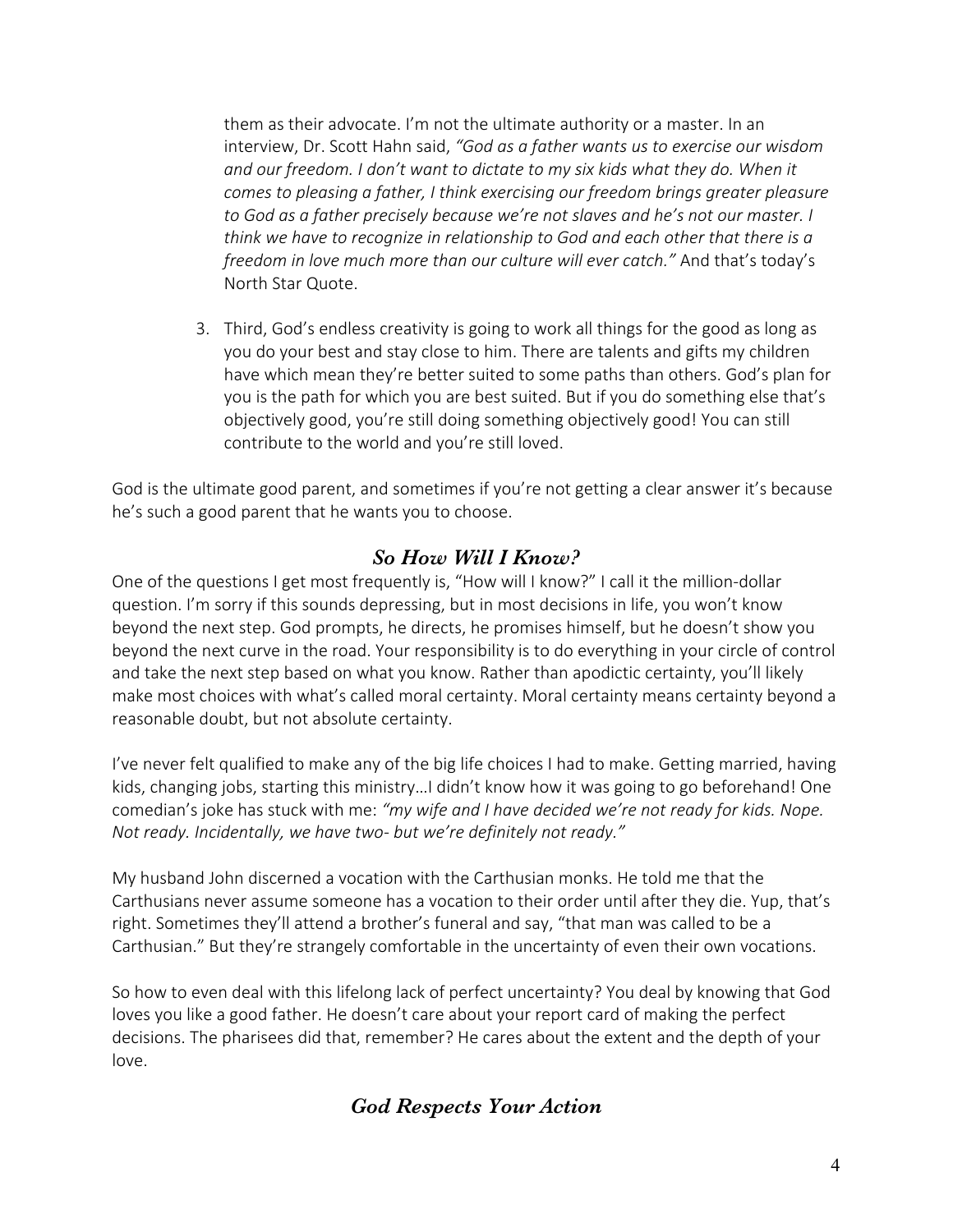them as their advocate. I'm not the ultimate authority or a master. In an interview, Dr. Scott Hahn said, *"God as a father wants us to exercise our wisdom and our freedom. I don't want to dictate to my six kids what they do. When it comes to pleasing a father, I think exercising our freedom brings greater pleasure to God as a father precisely because we're not slaves and he's not our master. I think we have to recognize in relationship to God and each other that there is a freedom in love much more than our culture will ever catch."* And that's today's North Star Quote.

3. Third, God's endless creativity is going to work all things for the good as long as you do your best and stay close to him. There are talents and gifts my children have which mean they're better suited to some paths than others. God's plan for you is the path for which you are best suited. But if you do something else that's objectively good, you're still doing something objectively good! You can still contribute to the world and you're still loved.

God is the ultimate good parent, and sometimes if you're not getting a clear answer it's because he's such a good parent that he wants you to choose.

## *So How Will I Know?*

One of the questions I get most frequently is, "How will I know?" I call it the million-dollar question. I'm sorry if this sounds depressing, but in most decisions in life, you won't know beyond the next step. God prompts, he directs, he promises himself, but he doesn't show you beyond the next curve in the road. Your responsibility is to do everything in your circle of control and take the next step based on what you know. Rather than apodictic certainty, you'll likely make most choices with what's called moral certainty. Moral certainty means certainty beyond a reasonable doubt, but not absolute certainty.

I've never felt qualified to make any of the big life choices I had to make. Getting married, having kids, changing jobs, starting this ministry…I didn't know how it was going to go beforehand! One comedian's joke has stuck with me: *"my wife and I have decided we're not ready for kids. Nope. Not ready. Incidentally, we have two- but we're definitely not ready."*

My husband John discerned a vocation with the Carthusian monks. He told me that the Carthusians never assume someone has a vocation to their order until after they die. Yup, that's right. Sometimes they'll attend a brother's funeral and say, "that man was called to be a Carthusian." But they're strangely comfortable in the uncertainty of even their own vocations.

So how to even deal with this lifelong lack of perfect uncertainty? You deal by knowing that God loves you like a good father. He doesn't care about your report card of making the perfect decisions. The pharisees did that, remember? He cares about the extent and the depth of your love.

## *God Respects Your Action*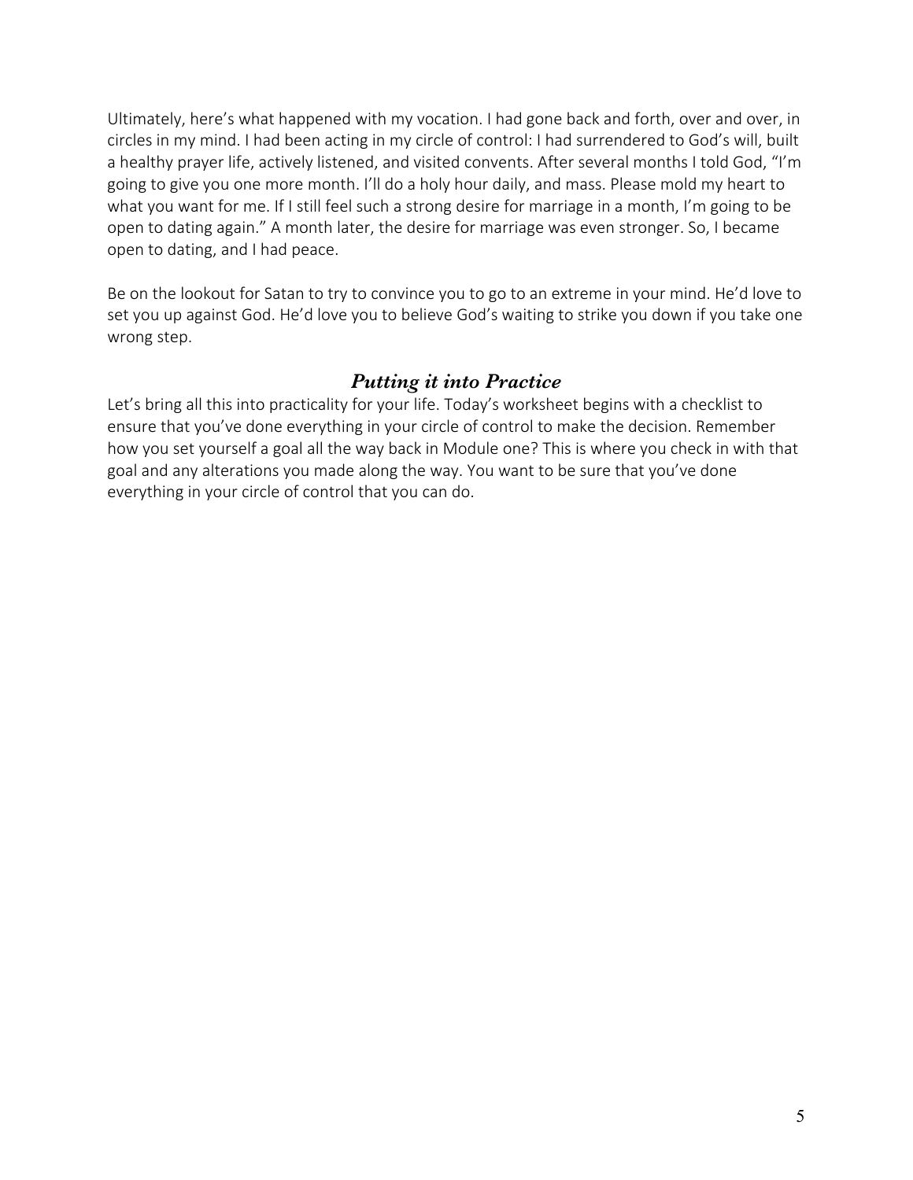Ultimately, here's what happened with my vocation. I had gone back and forth, over and over, in circles in my mind. I had been acting in my circle of control: I had surrendered to God's will, built a healthy prayer life, actively listened, and visited convents. After several months I told God, "I'm going to give you one more month. I'll do a holy hour daily, and mass. Please mold my heart to what you want for me. If I still feel such a strong desire for marriage in a month, I'm going to be open to dating again." A month later, the desire for marriage was even stronger. So, I became open to dating, and I had peace.

Be on the lookout for Satan to try to convince you to go to an extreme in your mind. He'd love to set you up against God. He'd love you to believe God's waiting to strike you down if you take one wrong step.

## *Putting it into Practice*

Let's bring all this into practicality for your life. Today's worksheet begins with a checklist to ensure that you've done everything in your circle of control to make the decision. Remember how you set yourself a goal all the way back in Module one? This is where you check in with that goal and any alterations you made along the way. You want to be sure that you've done everything in your circle of control that you can do.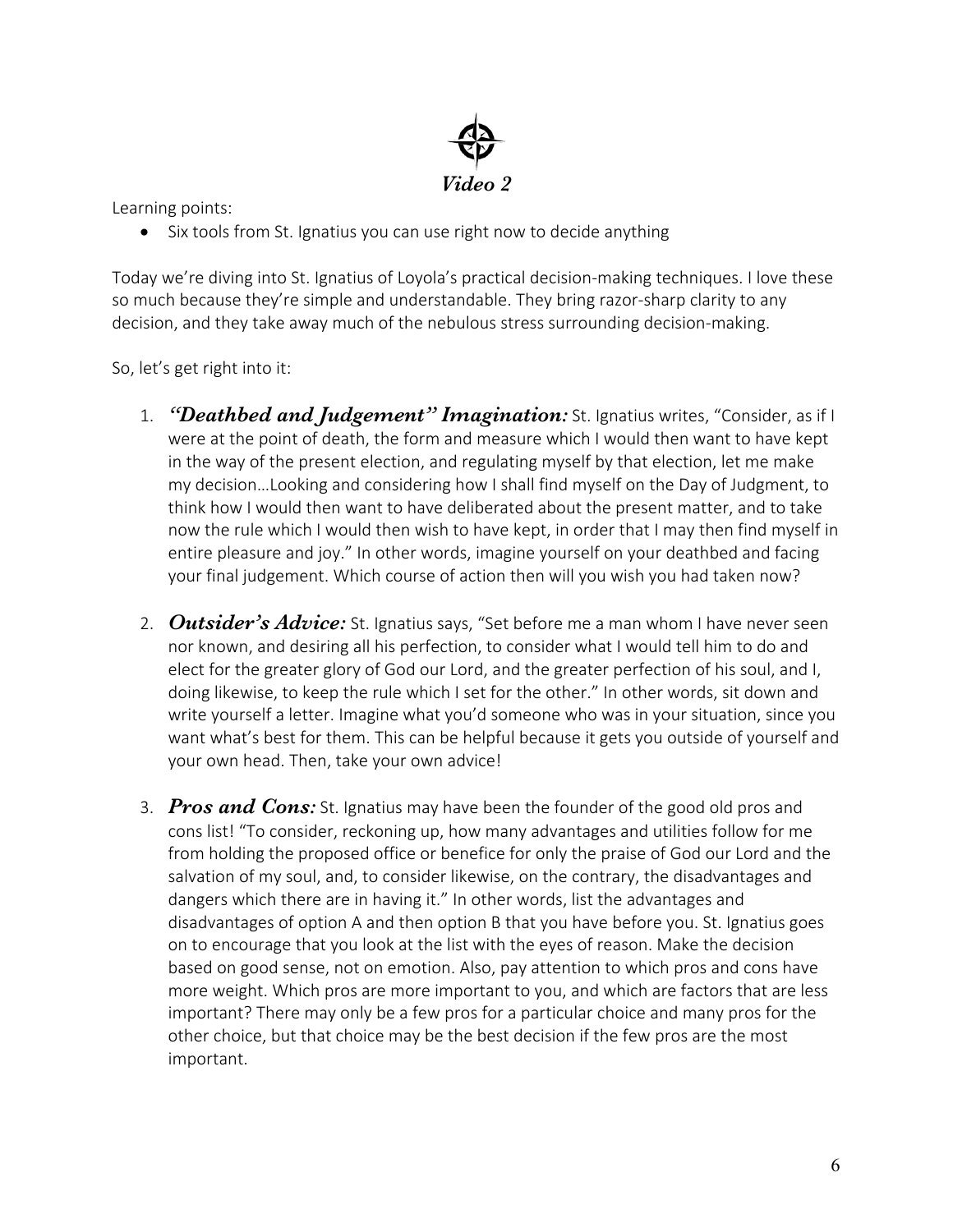## *Video 2*

Learning points:

- Six tools from St. Ignatius you can use right now to decide anything

Today we're diving into St. Ignatius of Loyola's practical decision-making techniques. I love these so much because they're simple and understandable. They bring razor-sharp clarity to any decision, and they take away much of the nebulous stress surrounding decision-making.

So, let's get right into it:

1. ***"Deathbed and Judgement" Imagination:*** St. Ignatius writes, "Consider, as if I were at the point of death, the form and measure which I would then want to have kept in the way of the present election, and regulating myself by that election, let me make my decision…Looking and considering how I shall find myself on the Day of Judgment, to think how I would then want to have deliberated about the present matter, and to take now the rule which I would then wish to have kept, in order that I may then find myself in entire pleasure and joy." In other words, imagine yourself on your deathbed and facing your final judgement. Which course of action then will you wish you had taken now?

2. ***Outsider's Advice:*** St. Ignatius says, "Set before me a man whom I have never seen nor known, and desiring all his perfection, to consider what I would tell him to do and elect for the greater glory of God our Lord, and the greater perfection of his soul, and I, doing likewise, to keep the rule which I set for the other." In other words, sit down and write yourself a letter. Imagine what you'd someone who was in your situation, since you want what's best for them. This can be helpful because it gets you outside of yourself and your own head. Then, take your own advice!

3. ***Pros and Cons:*** St. Ignatius may have been the founder of the good old pros and cons list! "To consider, reckoning up, how many advantages and utilities follow for me from holding the proposed office or benefice for only the praise of God our Lord and the salvation of my soul, and, to consider likewise, on the contrary, the disadvantages and dangers which there are in having it." In other words, list the advantages and disadvantages of option A and then option B that you have before you. St. Ignatius goes on to encourage that you look at the list with the eyes of reason. Make the decision based on good sense, not on emotion. Also, pay attention to which pros and cons have more weight. Which pros are more important to you, and which are factors that are less important? There may only be a few pros for a particular choice and many pros for the other choice, but that choice may be the best decision if the few pros are the most important.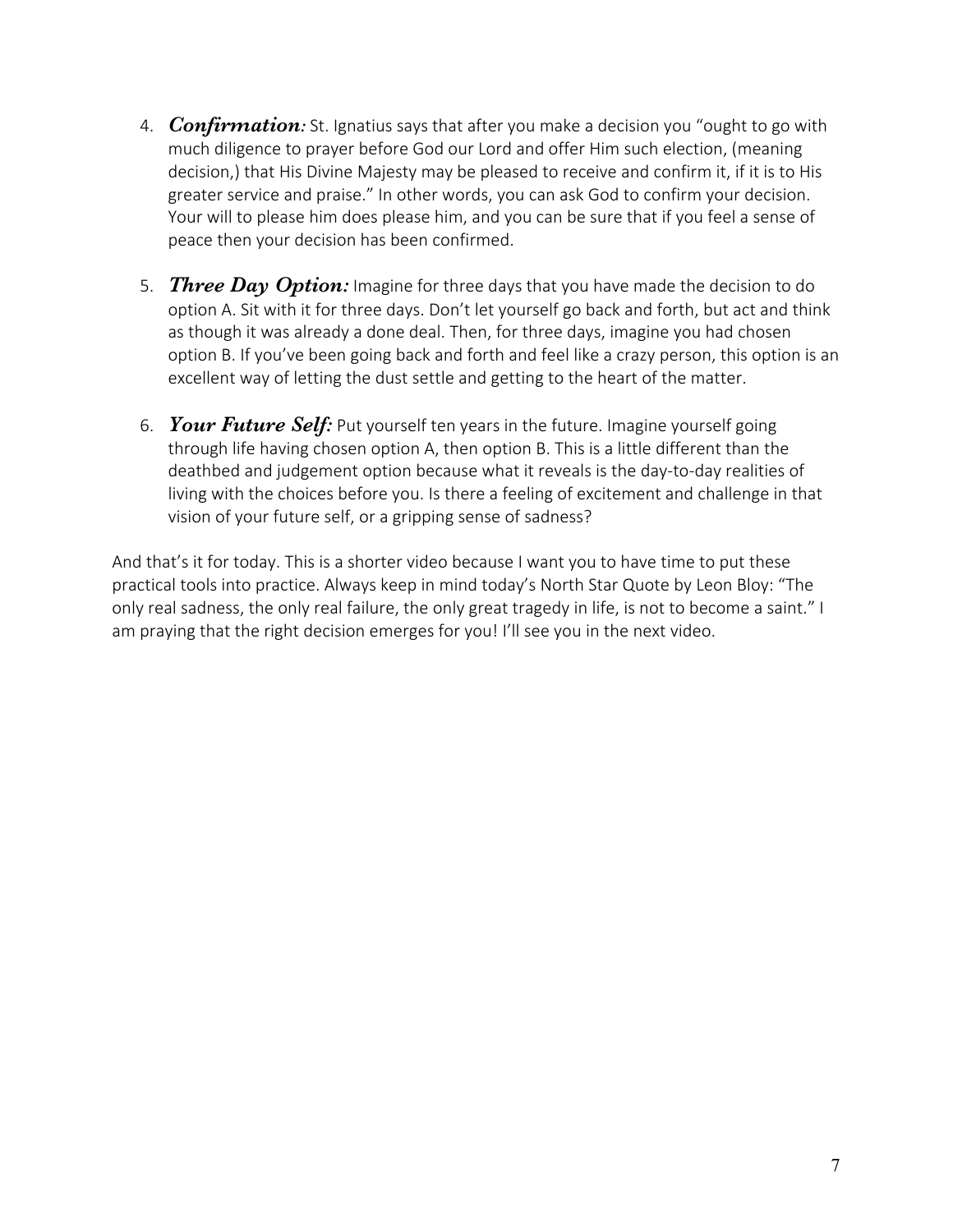4. ***Confirmation:*** St. Ignatius says that after you make a decision you "ought to go with much diligence to prayer before God our Lord and offer Him such election, (meaning decision,) that His Divine Majesty may be pleased to receive and confirm it, if it is to His greater service and praise." In other words, you can ask God to confirm your decision. Your will to please him does please him, and you can be sure that if you feel a sense of peace then your decision has been confirmed.

5. ***Three Day Option:*** Imagine for three days that you have made the decision to do option A. Sit with it for three days. Don't let yourself go back and forth, but act and think as though it was already a done deal. Then, for three days, imagine you had chosen option B. If you've been going back and forth and feel like a crazy person, this option is an excellent way of letting the dust settle and getting to the heart of the matter.

6. ***Your Future Self:*** Put yourself ten years in the future. Imagine yourself going through life having chosen option A, then option B. This is a little different than the deathbed and judgement option because what it reveals is the day-to-day realities of living with the choices before you. Is there a feeling of excitement and challenge in that vision of your future self, or a gripping sense of sadness?

And that's it for today. This is a shorter video because I want you to have time to put these practical tools into practice. Always keep in mind today's North Star Quote by Leon Bloy: "The only real sadness, the only real failure, the only great tragedy in life, is not to become a saint." I am praying that the right decision emerges for you! I'll see you in the next video.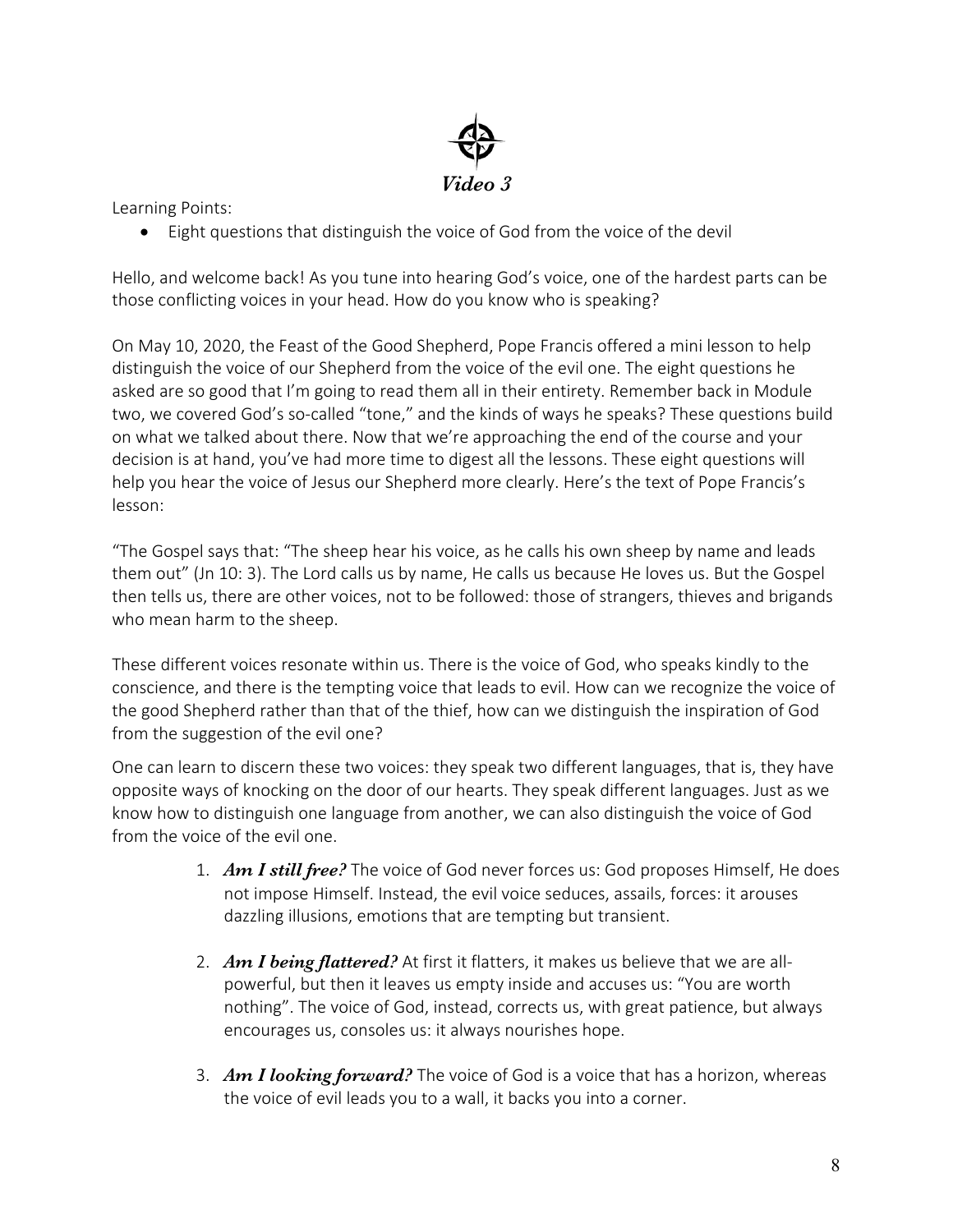# *Video 3*

Learning Points:

- Eight questions that distinguish the voice of God from the voice of the devil

Hello, and welcome back! As you tune into hearing God's voice, one of the hardest parts can be those conflicting voices in your head. How do you know who is speaking?

On May 10, 2020, the Feast of the Good Shepherd, Pope Francis offered a mini lesson to help distinguish the voice of our Shepherd from the voice of the evil one. The eight questions he asked are so good that I'm going to read them all in their entirety. Remember back in Module two, we covered God's so-called "tone," and the kinds of ways he speaks? These questions build on what we talked about there. Now that we're approaching the end of the course and your decision is at hand, you've had more time to digest all the lessons. These eight questions will help you hear the voice of Jesus our Shepherd more clearly. Here's the text of Pope Francis's lesson:

"The Gospel says that: "The sheep hear his voice, as he calls his own sheep by name and leads them out" (Jn 10: 3). The Lord calls us by name, He calls us because He loves us. But the Gospel then tells us, there are other voices, not to be followed: those of strangers, thieves and brigands who mean harm to the sheep.

These different voices resonate within us. There is the voice of God, who speaks kindly to the conscience, and there is the tempting voice that leads to evil. How can we recognize the voice of the good Shepherd rather than that of the thief, how can we distinguish the inspiration of God from the suggestion of the evil one?

One can learn to discern these two voices: they speak two different languages, that is, they have opposite ways of knocking on the door of our hearts. They speak different languages. Just as we know how to distinguish one language from another, we can also distinguish the voice of God from the voice of the evil one.

1. ***Am I still free?*** The voice of God never forces us: God proposes Himself, He does not impose Himself. Instead, the evil voice seduces, assails, forces: it arouses dazzling illusions, emotions that are tempting but transient.

2. ***Am I being flattered?*** At first it flatters, it makes us believe that we are all-powerful, but then it leaves us empty inside and accuses us: "You are worth nothing". The voice of God, instead, corrects us, with great patience, but always encourages us, consoles us: it always nourishes hope.

3. ***Am I looking forward?*** The voice of God is a voice that has a horizon, whereas the voice of evil leads you to a wall, it backs you into a corner.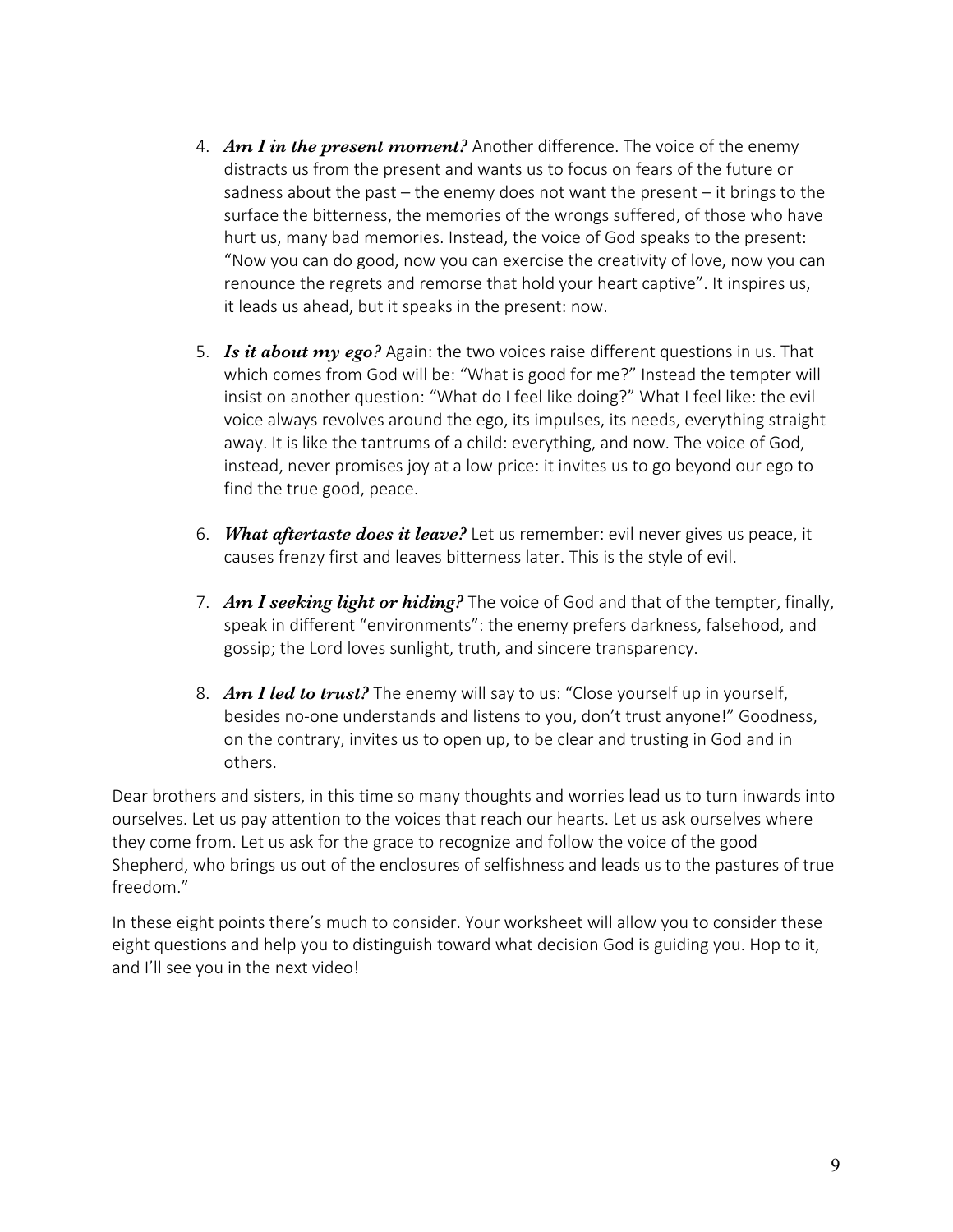4. ***Am I in the present moment?*** Another difference. The voice of the enemy distracts us from the present and wants us to focus on fears of the future or sadness about the past – the enemy does not want the present – it brings to the surface the bitterness, the memories of the wrongs suffered, of those who have hurt us, many bad memories. Instead, the voice of God speaks to the present: "Now you can do good, now you can exercise the creativity of love, now you can renounce the regrets and remorse that hold your heart captive". It inspires us, it leads us ahead, but it speaks in the present: now.

5. ***Is it about my ego?*** Again: the two voices raise different questions in us. That which comes from God will be: "What is good for me?" Instead the tempter will insist on another question: "What do I feel like doing?" What I feel like: the evil voice always revolves around the ego, its impulses, its needs, everything straight away. It is like the tantrums of a child: everything, and now. The voice of God, instead, never promises joy at a low price: it invites us to go beyond our ego to find the true good, peace.

6. ***What aftertaste does it leave?*** Let us remember: evil never gives us peace, it causes frenzy first and leaves bitterness later. This is the style of evil.

7. ***Am I seeking light or hiding?*** The voice of God and that of the tempter, finally, speak in different "environments": the enemy prefers darkness, falsehood, and gossip; the Lord loves sunlight, truth, and sincere transparency.

8. ***Am I led to trust?*** The enemy will say to us: "Close yourself up in yourself, besides no-one understands and listens to you, don't trust anyone!" Goodness, on the contrary, invites us to open up, to be clear and trusting in God and in others.

Dear brothers and sisters, in this time so many thoughts and worries lead us to turn inwards into ourselves. Let us pay attention to the voices that reach our hearts. Let us ask ourselves where they come from. Let us ask for the grace to recognize and follow the voice of the good Shepherd, who brings us out of the enclosures of selfishness and leads us to the pastures of true freedom."

In these eight points there's much to consider. Your worksheet will allow you to consider these eight questions and help you to distinguish toward what decision God is guiding you. Hop to it, and I'll see you in the next video!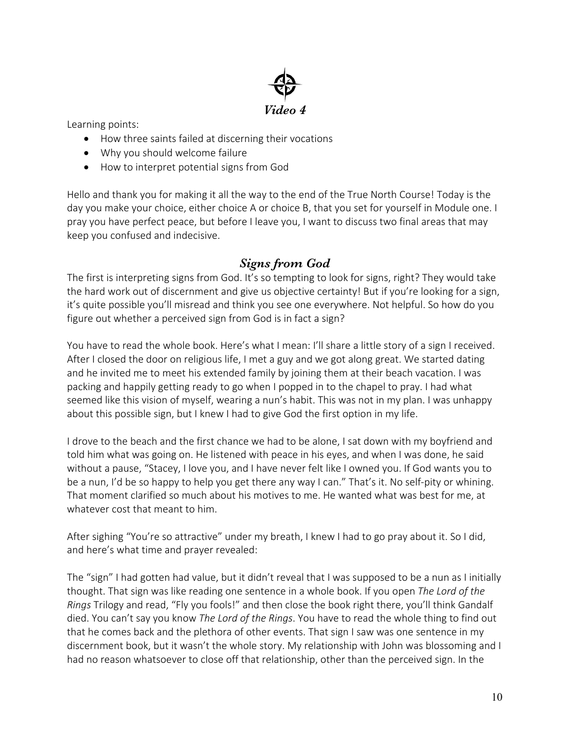## *Video 4*

Learning points:

- How three saints failed at discerning their vocations
- Why you should welcome failure
- How to interpret potential signs from God

Hello and thank you for making it all the way to the end of the True North Course! Today is the day you make your choice, either choice A or choice B, that you set for yourself in Module one. I pray you have perfect peace, but before I leave you, I want to discuss two final areas that may keep you confused and indecisive.

### *Signs from God*

The first is interpreting signs from God. It's so tempting to look for signs, right? They would take the hard work out of discernment and give us objective certainty! But if you're looking for a sign, it's quite possible you'll misread and think you see one everywhere. Not helpful. So how do you figure out whether a perceived sign from God is in fact a sign?

You have to read the whole book. Here's what I mean: I'll share a little story of a sign I received. After I closed the door on religious life, I met a guy and we got along great. We started dating and he invited me to meet his extended family by joining them at their beach vacation. I was packing and happily getting ready to go when I popped in to the chapel to pray. I had what seemed like this vision of myself, wearing a nun's habit. This was not in my plan. I was unhappy about this possible sign, but I knew I had to give God the first option in my life.

I drove to the beach and the first chance we had to be alone, I sat down with my boyfriend and told him what was going on. He listened with peace in his eyes, and when I was done, he said without a pause, "Stacey, I love you, and I have never felt like I owned you. If God wants you to be a nun, I'd be so happy to help you get there any way I can." That's it. No self-pity or whining. That moment clarified so much about his motives to me. He wanted what was best for me, at whatever cost that meant to him.

After sighing "You're so attractive" under my breath, I knew I had to go pray about it. So I did, and here's what time and prayer revealed:

The "sign" I had gotten had value, but it didn't reveal that I was supposed to be a nun as I initially thought. That sign was like reading one sentence in a whole book. If you open *The Lord of the Rings* Trilogy and read, "Fly you fools!" and then close the book right there, you'll think Gandalf died. You can't say you know *The Lord of the Rings*. You have to read the whole thing to find out that he comes back and the plethora of other events. That sign I saw was one sentence in my discernment book, but it wasn't the whole story. My relationship with John was blossoming and I had no reason whatsoever to close off that relationship, other than the perceived sign. In the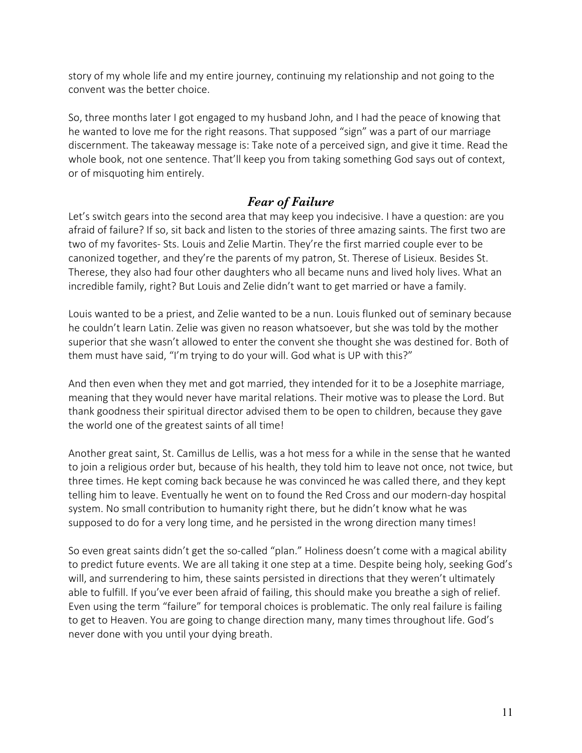story of my whole life and my entire journey, continuing my relationship and not going to the convent was the better choice.

So, three months later I got engaged to my husband John, and I had the peace of knowing that he wanted to love me for the right reasons. That supposed "sign" was a part of our marriage discernment. The takeaway message is: Take note of a perceived sign, and give it time. Read the whole book, not one sentence. That'll keep you from taking something God says out of context, or of misquoting him entirely.

## *Fear of Failure*

Let's switch gears into the second area that may keep you indecisive. I have a question: are you afraid of failure? If so, sit back and listen to the stories of three amazing saints. The first two are two of my favorites- Sts. Louis and Zelie Martin. They're the first married couple ever to be canonized together, and they're the parents of my patron, St. Therese of Lisieux. Besides St. Therese, they also had four other daughters who all became nuns and lived holy lives. What an incredible family, right? But Louis and Zelie didn't want to get married or have a family.

Louis wanted to be a priest, and Zelie wanted to be a nun. Louis flunked out of seminary because he couldn't learn Latin. Zelie was given no reason whatsoever, but she was told by the mother superior that she wasn't allowed to enter the convent she thought she was destined for. Both of them must have said, "I'm trying to do your will. God what is UP with this?"

And then even when they met and got married, they intended for it to be a Josephite marriage, meaning that they would never have marital relations. Their motive was to please the Lord. But thank goodness their spiritual director advised them to be open to children, because they gave the world one of the greatest saints of all time!

Another great saint, St. Camillus de Lellis, was a hot mess for a while in the sense that he wanted to join a religious order but, because of his health, they told him to leave not once, not twice, but three times. He kept coming back because he was convinced he was called there, and they kept telling him to leave. Eventually he went on to found the Red Cross and our modern-day hospital system. No small contribution to humanity right there, but he didn't know what he was supposed to do for a very long time, and he persisted in the wrong direction many times!

So even great saints didn't get the so-called "plan." Holiness doesn't come with a magical ability to predict future events. We are all taking it one step at a time. Despite being holy, seeking God's will, and surrendering to him, these saints persisted in directions that they weren't ultimately able to fulfill. If you've ever been afraid of failing, this should make you breathe a sigh of relief. Even using the term "failure" for temporal choices is problematic. The only real failure is failing to get to Heaven. You are going to change direction many, many times throughout life. God's never done with you until your dying breath.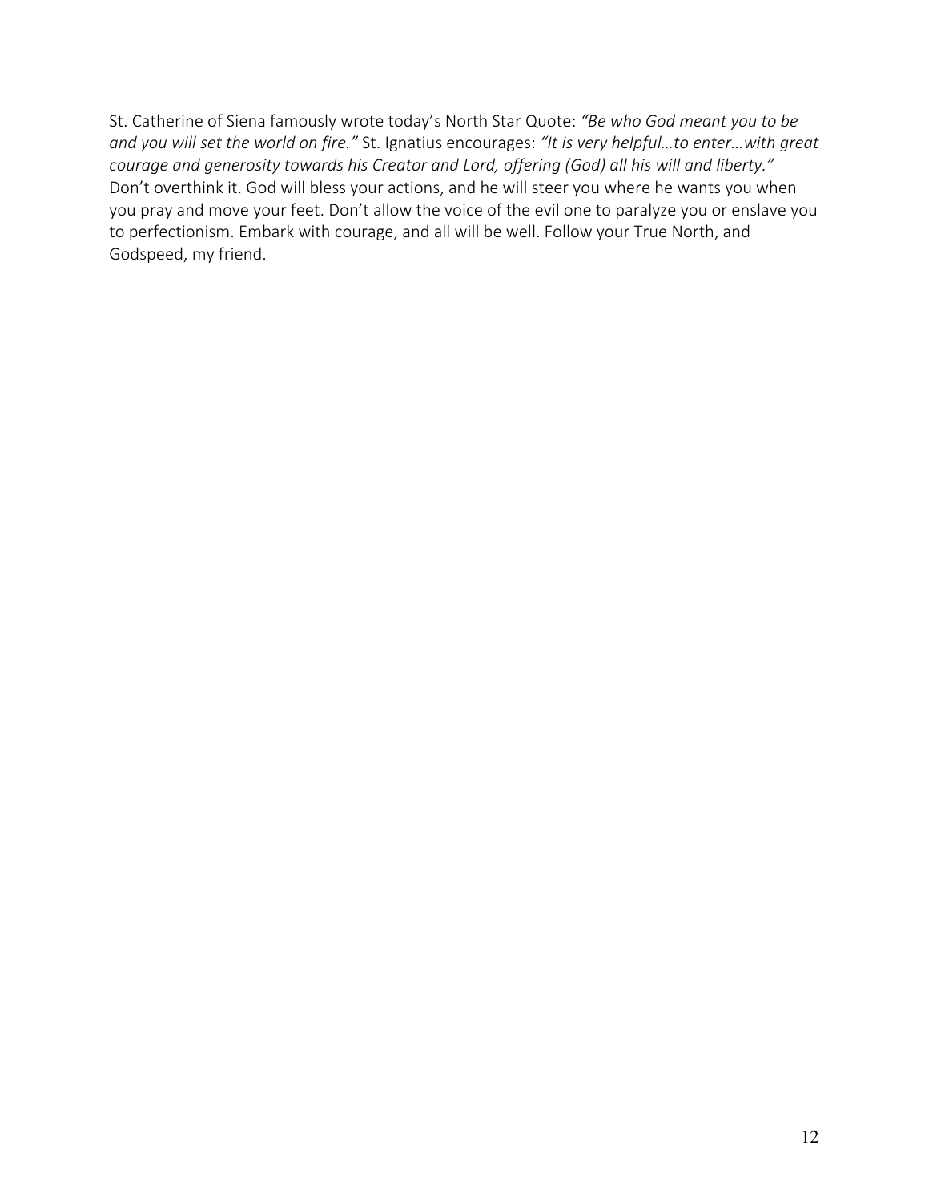St. Catherine of Siena famously wrote today's North Star Quote: *"Be who God meant you to be and you will set the world on fire."* St. Ignatius encourages: *"It is very helpful…to enter…with great courage and generosity towards his Creator and Lord, offering (God) all his will and liberty."* Don't overthink it. God will bless your actions, and he will steer you where he wants you when you pray and move your feet. Don't allow the voice of the evil one to paralyze you or enslave you to perfectionism. Embark with courage, and all will be well. Follow your True North, and Godspeed, my friend.